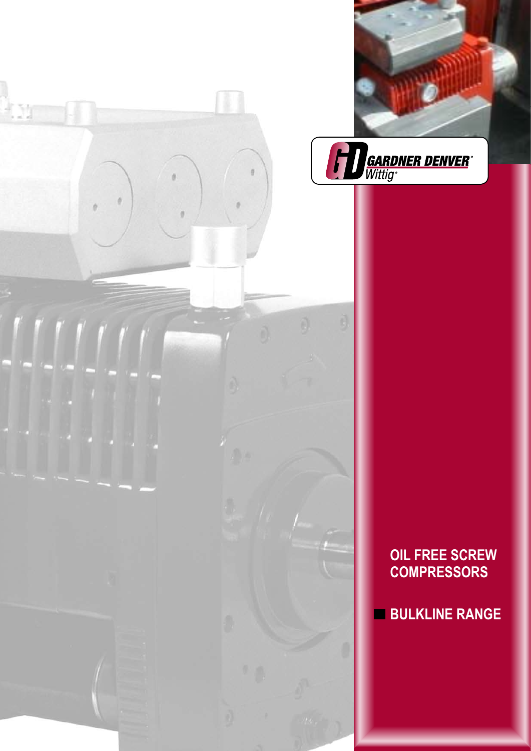GARDNER DENVER® Wittig®

# OIL FREE SCREW COMPRESSORS

## BULKLINE RANGE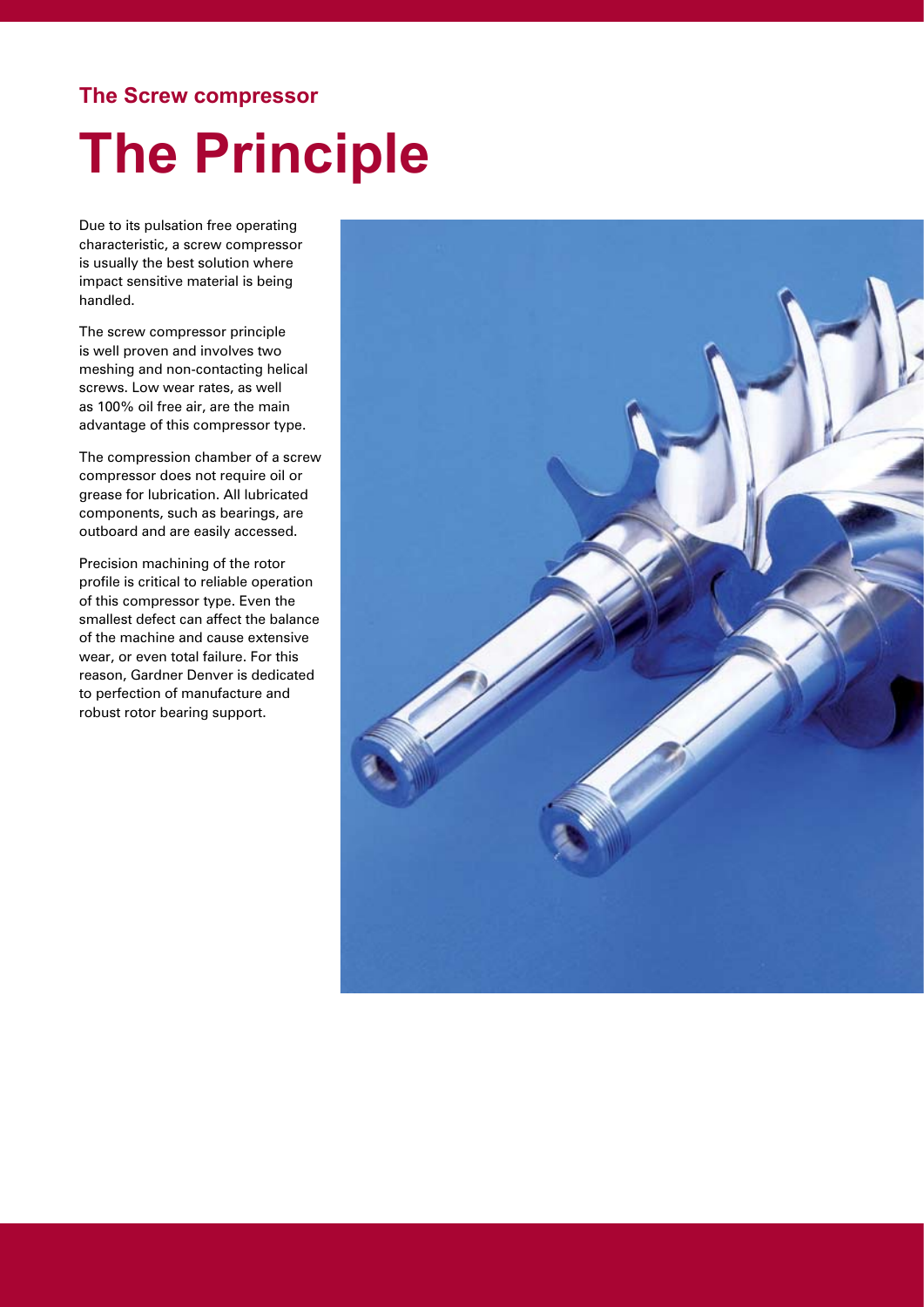### The Screw compressor

# The Principle

Due to its pulsation free operating characteristic, a screw compressor is usually the best solution where impact sensitive material is being handled.

The screw compressor principle is well proven and involves two meshing and non-contacting helical screws. Low wear rates, as well as 100% oil free air, are the main advantage of this compressor type.

The compression chamber of a screw compressor does not require oil or grease for lubrication. All lubricated components, such as bearings, are outboard and are easily accessed.

Precision machining of the rotor profile is critical to reliable operation of this compressor type. Even the smallest defect can affect the balance of the machine and cause extensive wear, or even total failure. For this reason, Gardner Denver is dedicated to perfection of manufacture and robust rotor bearing support.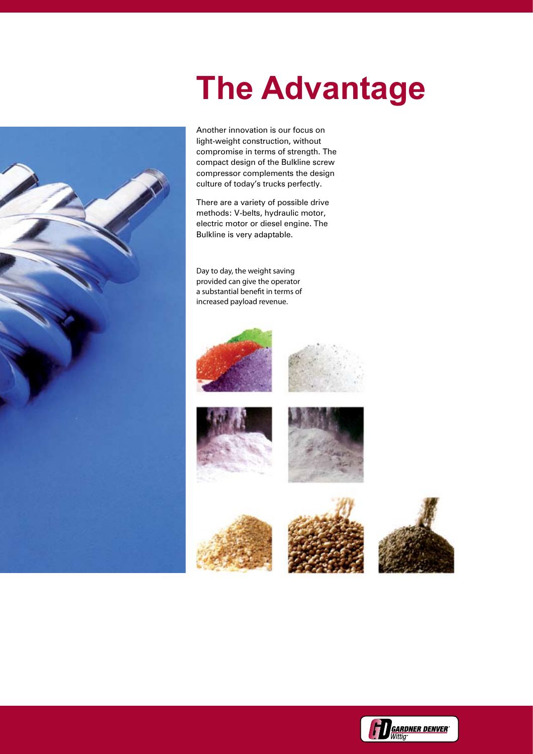# The Advantage

Another innovation is our focus on light-weight construction, without compromise in terms of strength. The compact design of the Bulkline screw compressor complements the design culture of today's trucks perfectly.

There are a variety of possible drive methods: V-belts, hydraulic motor, electric motor or diesel engine. The Bulkline is very adaptable.

Day to day, the weight saving provided can give the operator a substantial benefit in terms of increased payload revenue.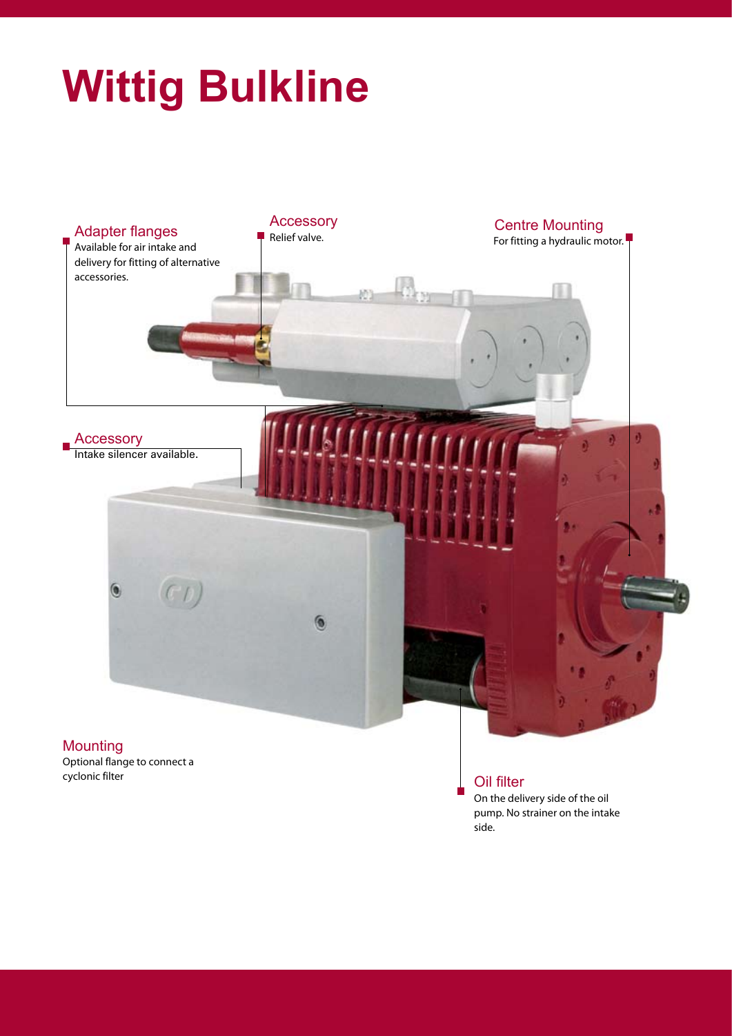# Wittig Bulkline

**Adapter flanges**
Available for air intake and delivery for fitting of alternative accessories.

**Accessory**
Relief valve.

**Centre Mounting**
For fitting a hydraulic motor.

**Accessory**
Intake silencer available.

**Mounting**
Optional flange to connect a cyclonic filter

**Oil filter**
On the delivery side of the oil pump. No strainer on the intake side.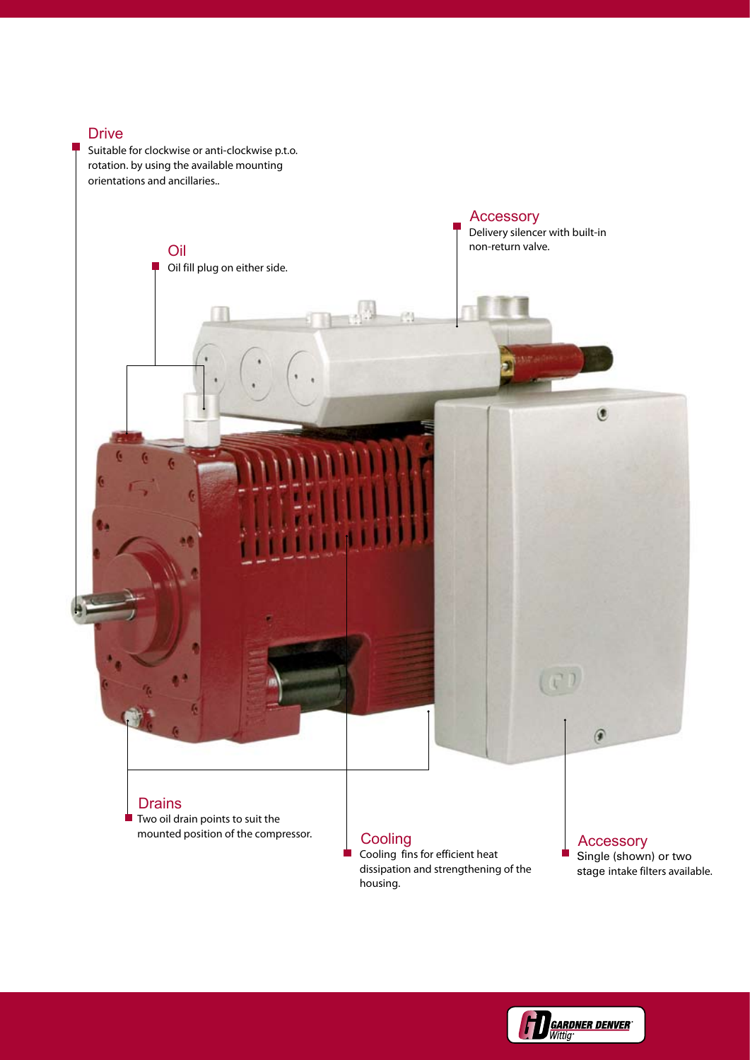### Drive

Suitable for clockwise or anti-clockwise p.t.o. rotation. by using the available mounting orientations and ancillaries..

### Oil

Oil fill plug on either side.

### Accessory

Delivery silencer with built-in non-return valve.

### Drains

Two oil drain points to suit the mounted position of the compressor.

### Cooling

Cooling fins for efficient heat dissipation and strengthening of the housing.

### Accessory

Single (shown) or two stage intake filters available.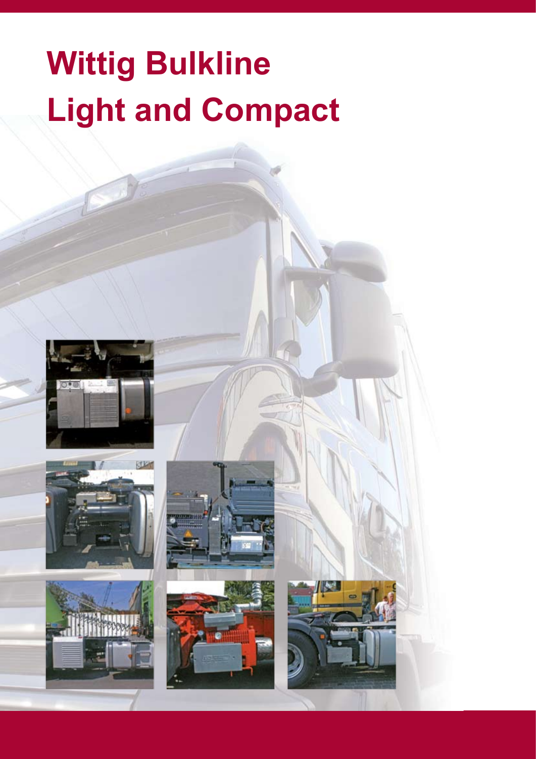# Wittig Bulkline
# Light and Compact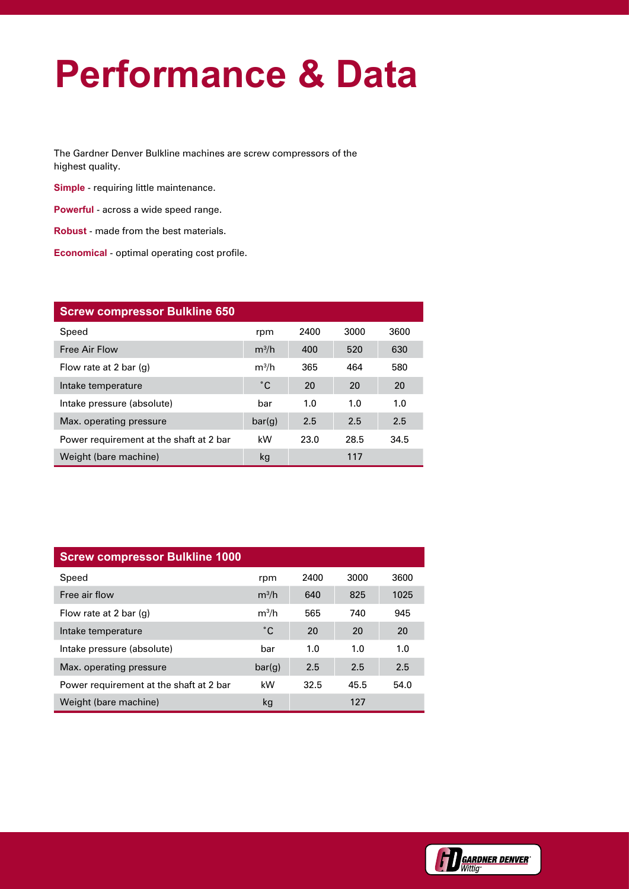# Performance & Data

The Gardner Denver Bulkline machines are screw compressors of the highest quality.

**Simple** - requiring little maintenance.

**Powerful** - across a wide speed range.

**Robust** - made from the best materials.

**Economical** - optimal operating cost profile.

| Screw compressor Bulkline 650 | | | | |
|---|---|---|---|---|
| Speed | rpm | 2400 | 3000 | 3600 |
| Free Air Flow | $m^3/h$ | 400 | 520 | 630 |
| Flow rate at 2 bar (g) | $m^3/h$ | 365 | 464 | 580 |
| Intake temperature | °C | 20 | 20 | 20 |
| Intake pressure (absolute) | bar | 1.0 | 1.0 | 1.0 |
| Max. operating pressure | bar(g) | 2.5 | 2.5 | 2.5 |
| Power requirement at the shaft at 2 bar | kW | 23.0 | 28.5 | 34.5 |
| Weight (bare machine) | kg | | 117 | |

| Screw compressor Bulkline 1000 | | | | |
|---|---|---|---|---|
| Speed | rpm | 2400 | 3000 | 3600 |
| Free air flow | $m^3/h$ | 640 | 825 | 1025 |
| Flow rate at 2 bar (g) | $m^3/h$ | 565 | 740 | 945 |
| Intake temperature | °C | 20 | 20 | 20 |
| Intake pressure (absolute) | bar | 1.0 | 1.0 | 1.0 |
| Max. operating pressure | bar(g) | 2.5 | 2.5 | 2.5 |
| Power requirement at the shaft at 2 bar | kW | 32.5 | 45.5 | 54.0 |
| Weight (bare machine) | kg | | 127 | |

GARDNER DENVER Wittig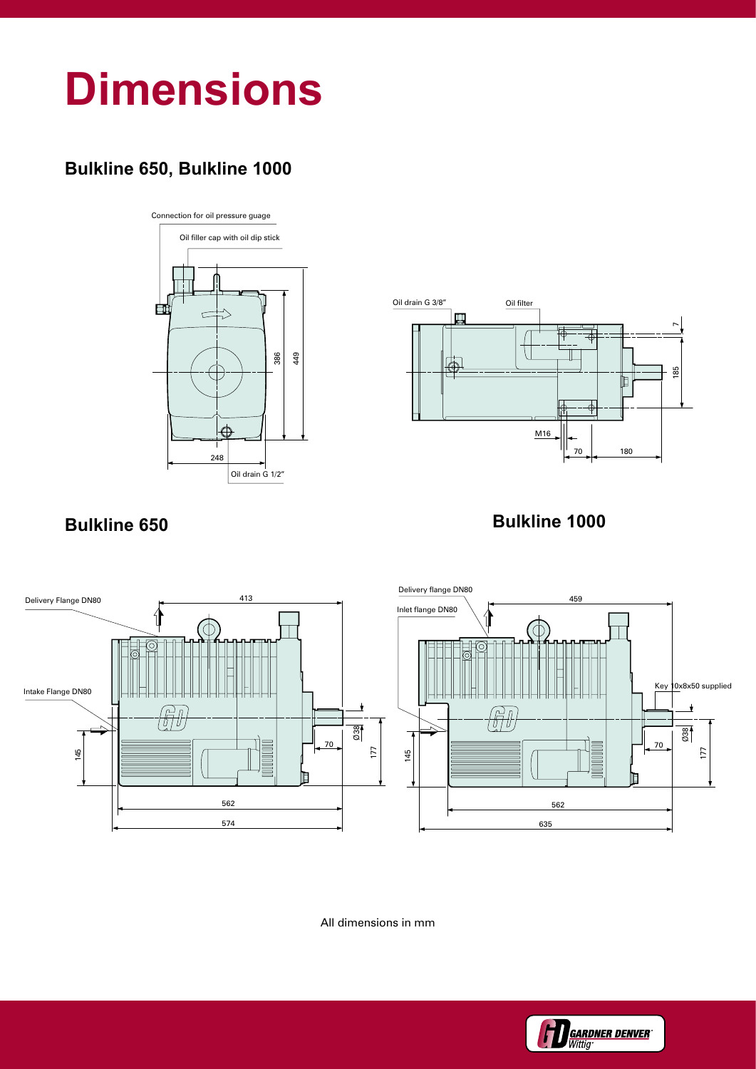# Dimensions

## Bulkline 650, Bulkline 1000

Connection for oil pressure guage

Oil filler cap with oil dip stick

386

449

248

Oil drain G 1/2″

Oil drain G 3/8″

Oil filter

7

185

M16

70

180

## Bulkline 650

Delivery Flange DN80

Intake Flange DN80

413

145

70

Ø38

177

562

574

## Bulkline 1000

Delivery flange DN80

Inlet flange DN80

459

Key 10x8x50 supplied

145

70

Ø38

177

562

635

All dimensions in mm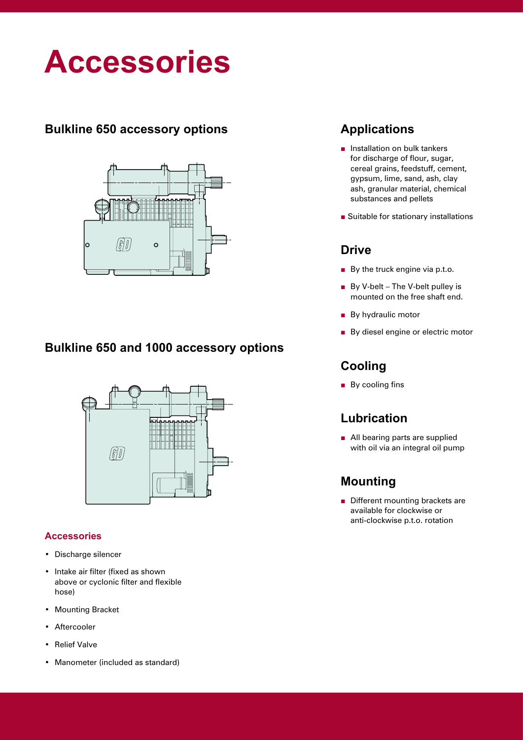# Accessories

## Bulkline 650 accessory options

## Bulkline 650 and 1000 accessory options

### Accessories

- Discharge silencer
- Intake air filter (fixed as shown above or cyclonic filter and flexible hose)
- Mounting Bracket
- Aftercooler
- Relief Valve
- Manometer (included as standard)

## Applications

- Installation on bulk tankers for discharge of flour, sugar, cereal grains, feedstuff, cement, gypsum, lime, sand, ash, clay ash, granular material, chemical substances and pellets
- Suitable for stationary installations

## Drive

- By the truck engine via p.t.o.
- By V-belt – The V-belt pulley is mounted on the free shaft end.
- By hydraulic motor
- By diesel engine or electric motor

## Cooling

- By cooling fins

## Lubrication

- All bearing parts are supplied with oil via an integral oil pump

## Mounting

- Different mounting brackets are available for clockwise or anti-clockwise p.t.o. rotation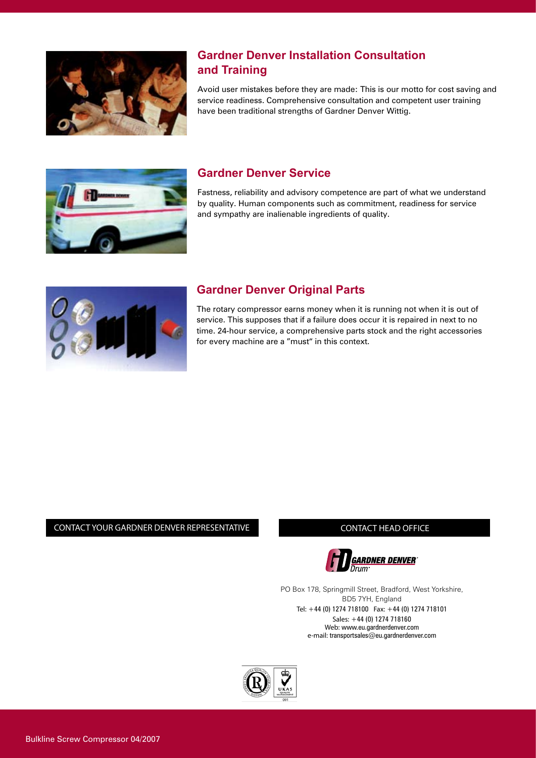## Gardner Denver Installation Consultation and Training

Avoid user mistakes before they are made: This is our motto for cost saving and service readiness. Comprehensive consultation and competent user training have been traditional strengths of Gardner Denver Wittig.

## Gardner Denver Service

Fastness, reliability and advisory competence are part of what we understand by quality. Human components such as commitment, readiness for service and sympathy are inalienable ingredients of quality.

## Gardner Denver Original Parts

The rotary compressor earns money when it is running not when it is out of service. This supposes that if a failure does occur it is repaired in next to no time. 24-hour service, a comprehensive parts stock and the right accessories for every machine are a "must" in this context.

CONTACT YOUR GARDNER DENVER REPRESENTATIVE

CONTACT HEAD OFFICE

GARDNER DENVER Drum

PO Box 178, Springmill Street, Bradford, West Yorkshire, BD5 7YH, England
Tel: +44 (0) 1274 718100 Fax: +44 (0) 1274 718101
Sales: +44 (0) 1274 718160
Web: www.eu.gardnerdenver.com
e-mail: transportsales@eu.gardnerdenver.com

Bulkline Screw Compressor 04/2007